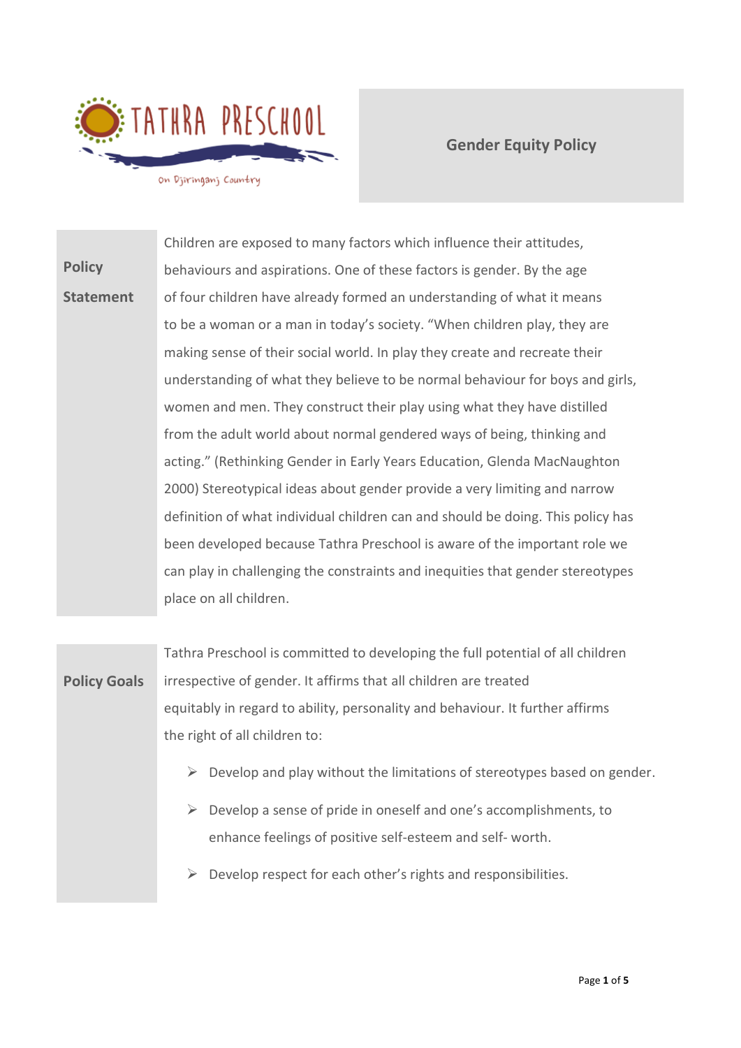TATHRA PRESCHOOL

On Djiringanj Country

# Gender Equity Policy

## Policy Statement

Children are exposed to many factors which influence their attitudes, behaviours and aspirations. One of these factors is gender. By the age of four children have already formed an understanding of what it means to be a woman or a man in today's society. "When children play, they are making sense of their social world. In play they create and recreate their understanding of what they believe to be normal behaviour for boys and girls, women and men. They construct their play using what they have distilled from the adult world about normal gendered ways of being, thinking and acting." (Rethinking Gender in Early Years Education, Glenda MacNaughton 2000) Stereotypical ideas about gender provide a very limiting and narrow definition of what individual children can and should be doing. This policy has been developed because Tathra Preschool is aware of the important role we can play in challenging the constraints and inequities that gender stereotypes place on all children.

## Policy Goals

Tathra Preschool is committed to developing the full potential of all children irrespective of gender. It affirms that all children are treated equitably in regard to ability, personality and behaviour. It further affirms the right of all children to:

- Develop and play without the limitations of stereotypes based on gender.
- Develop a sense of pride in oneself and one's accomplishments, to enhance feelings of positive self-esteem and self- worth.
- Develop respect for each other's rights and responsibilities.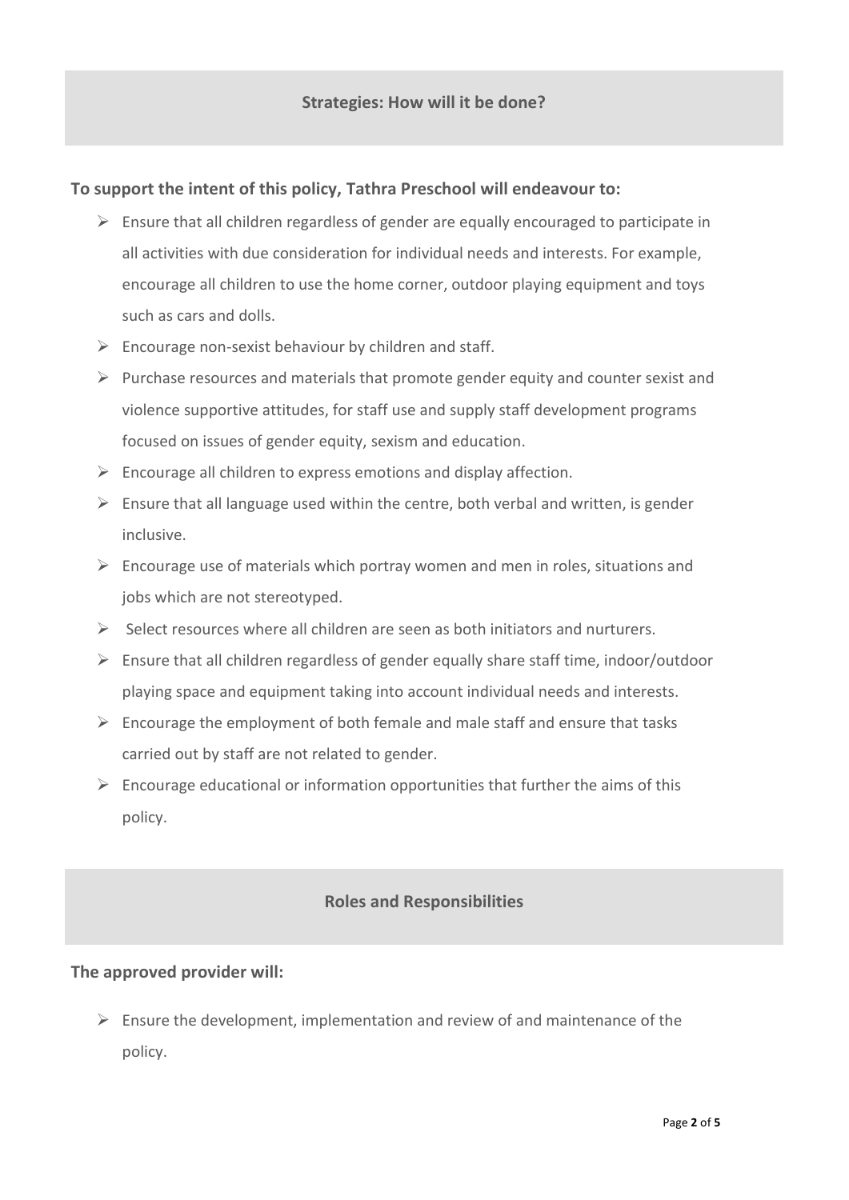## Strategies: How will it be done?

**To support the intent of this policy, Tathra Preschool will endeavour to:**

- Ensure that all children regardless of gender are equally encouraged to participate in all activities with due consideration for individual needs and interests. For example, encourage all children to use the home corner, outdoor playing equipment and toys such as cars and dolls.
- Encourage non-sexist behaviour by children and staff.
- Purchase resources and materials that promote gender equity and counter sexist and violence supportive attitudes, for staff use and supply staff development programs focused on issues of gender equity, sexism and education.
- Encourage all children to express emotions and display affection.
- Ensure that all language used within the centre, both verbal and written, is gender inclusive.
- Encourage use of materials which portray women and men in roles, situations and jobs which are not stereotyped.
- Select resources where all children are seen as both initiators and nurturers.
- Ensure that all children regardless of gender equally share staff time, indoor/outdoor playing space and equipment taking into account individual needs and interests.
- Encourage the employment of both female and male staff and ensure that tasks carried out by staff are not related to gender.
- Encourage educational or information opportunities that further the aims of this policy.

## Roles and Responsibilities

**The approved provider will:**

- Ensure the development, implementation and review of and maintenance of the policy.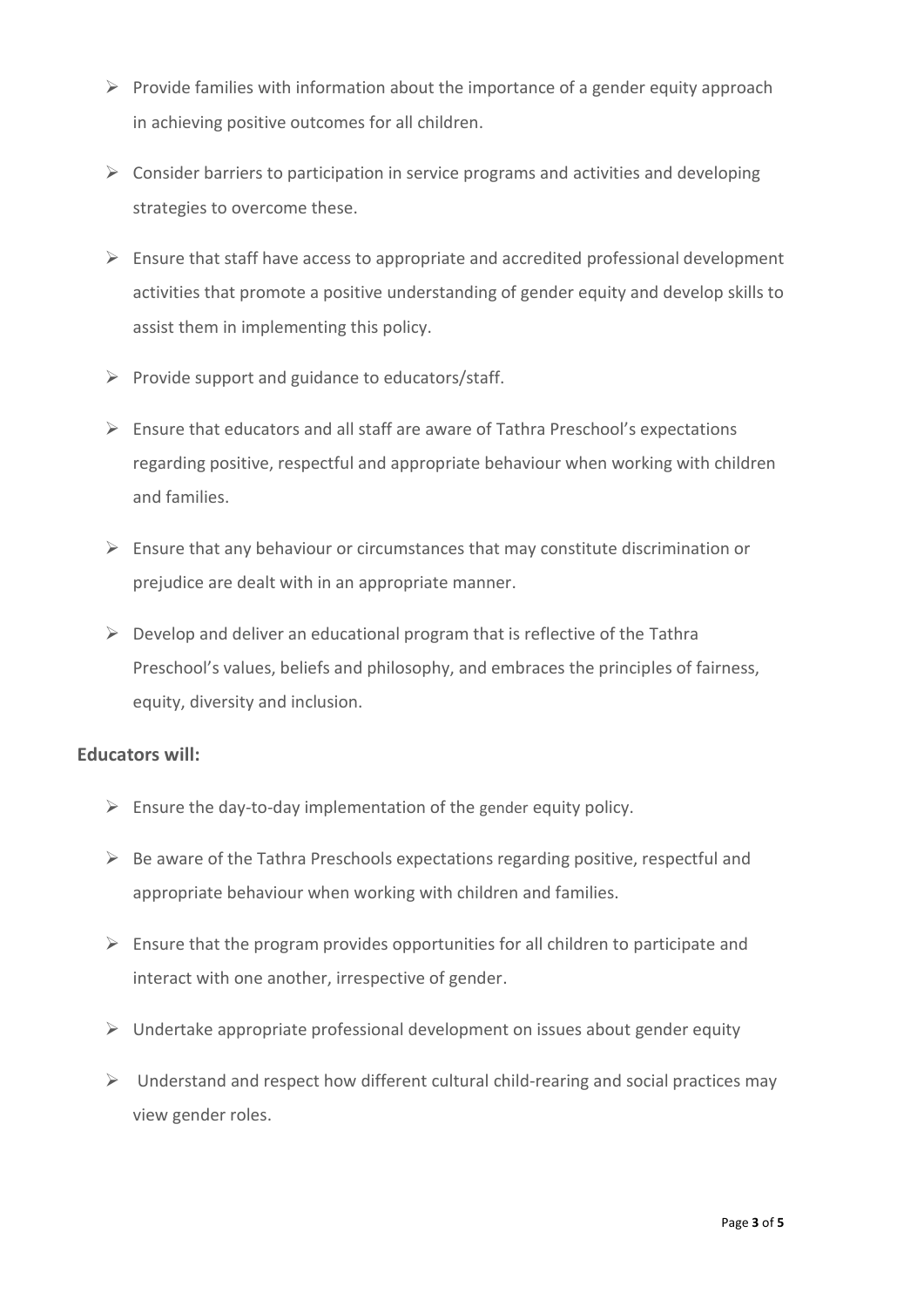- Provide families with information about the importance of a gender equity approach in achieving positive outcomes for all children.
- Consider barriers to participation in service programs and activities and developing strategies to overcome these.
- Ensure that staff have access to appropriate and accredited professional development activities that promote a positive understanding of gender equity and develop skills to assist them in implementing this policy.
- Provide support and guidance to educators/staff.
- Ensure that educators and all staff are aware of Tathra Preschool's expectations regarding positive, respectful and appropriate behaviour when working with children and families.
- Ensure that any behaviour or circumstances that may constitute discrimination or prejudice are dealt with in an appropriate manner.
- Develop and deliver an educational program that is reflective of the Tathra Preschool's values, beliefs and philosophy, and embraces the principles of fairness, equity, diversity and inclusion.

**Educators will:**

- Ensure the day-to-day implementation of the gender equity policy.
- Be aware of the Tathra Preschools expectations regarding positive, respectful and appropriate behaviour when working with children and families.
- Ensure that the program provides opportunities for all children to participate and interact with one another, irrespective of gender.
- Undertake appropriate professional development on issues about gender equity
- Understand and respect how different cultural child-rearing and social practices may view gender roles.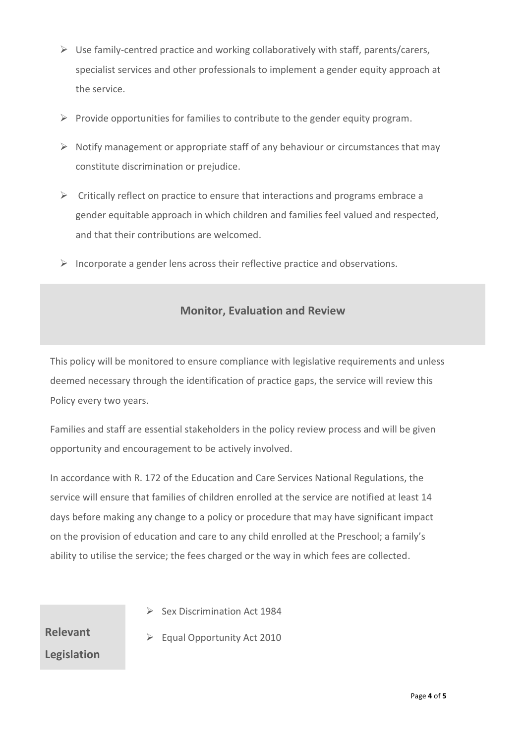- Use family-centred practice and working collaboratively with staff, parents/carers, specialist services and other professionals to implement a gender equity approach at the service.
- Provide opportunities for families to contribute to the gender equity program.
- Notify management or appropriate staff of any behaviour or circumstances that may constitute discrimination or prejudice.
- Critically reflect on practice to ensure that interactions and programs embrace a gender equitable approach in which children and families feel valued and respected, and that their contributions are welcomed.
- Incorporate a gender lens across their reflective practice and observations.

## Monitor, Evaluation and Review

This policy will be monitored to ensure compliance with legislative requirements and unless deemed necessary through the identification of practice gaps, the service will review this Policy every two years.

Families and staff are essential stakeholders in the policy review process and will be given opportunity and encouragement to be actively involved.

In accordance with R. 172 of the Education and Care Services National Regulations, the service will ensure that families of children enrolled at the service are notified at least 14 days before making any change to a policy or procedure that may have significant impact on the provision of education and care to any child enrolled at the Preschool; a family's ability to utilise the service; the fees charged or the way in which fees are collected.

## Relevant Legislation

- Sex Discrimination Act 1984
- Equal Opportunity Act 2010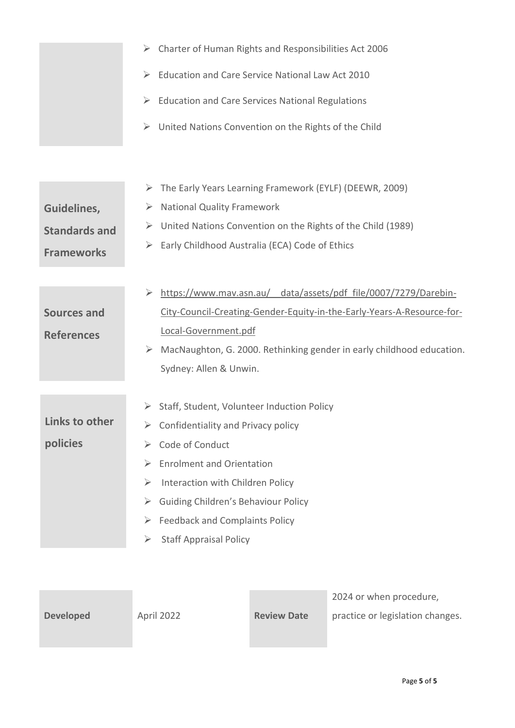- Charter of Human Rights and Responsibilities Act 2006
- Education and Care Service National Law Act 2010
- Education and Care Services National Regulations
- United Nations Convention on the Rights of the Child

**Guidelines, Standards and Frameworks**

- The Early Years Learning Framework (EYLF) (DEEWR, 2009)
- National Quality Framework
- United Nations Convention on the Rights of the Child (1989)
- Early Childhood Australia (ECA) Code of Ethics

**Sources and References**

- https://www.mav.asn.au/__data/assets/pdf_file/0007/7279/Darebin-City-Council-Creating-Gender-Equity-in-the-Early-Years-A-Resource-for-Local-Government.pdf
- MacNaughton, G. 2000. Rethinking gender in early childhood education. Sydney: Allen & Unwin.

**Links to other policies**

- Staff, Student, Volunteer Induction Policy
- Confidentiality and Privacy policy
- Code of Conduct
- Enrolment and Orientation
- Interaction with Children Policy
- Guiding Children's Behaviour Policy
- Feedback and Complaints Policy
- Staff Appraisal Policy

| | | | |
|---|---|---|---|
| **Developed** | April 2022 | **Review Date** | 2024 or when procedure, practice or legislation changes. |